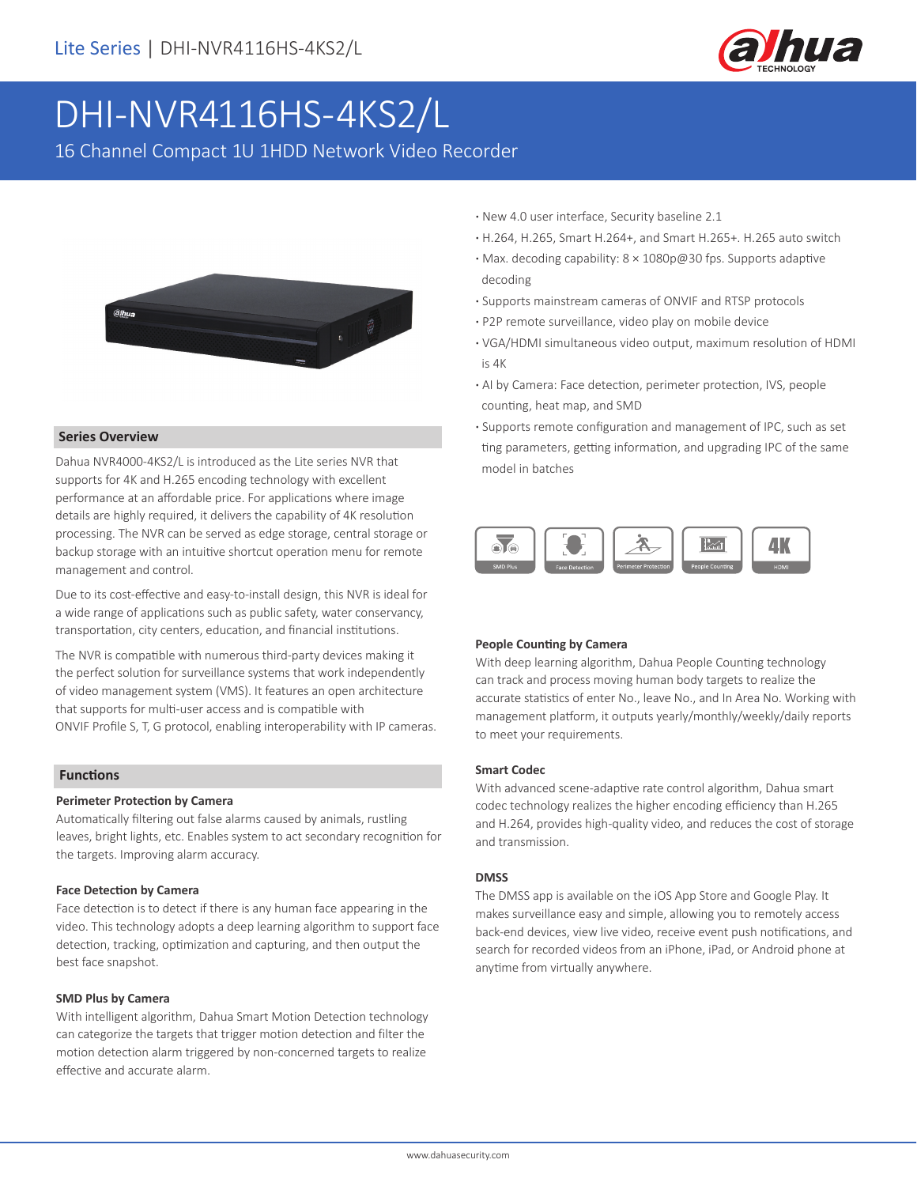# DHI-NVR4116HS-4KS2/L

16 Channel Compact 1U 1HDD Network Video Recorder

## Series Overview

Dahua NVR4000-4KS2/L is introduced as the Lite series NVR that supports for 4K and H.265 encoding technology with excellent performance at an affordable price. For applications where image details are highly required, it delivers the capability of 4K resolution processing. The NVR can be served as edge storage, central storage or backup storage with an intuitive shortcut operation menu for remote management and control.

Due to its cost-effective and easy-to-install design, this NVR is ideal for a wide range of applications such as public safety, water conservancy, transportation, city centers, education, and financial institutions.

The NVR is compatible with numerous third-party devices making it the perfect solution for surveillance systems that work independently of video management system (VMS). It features an open architecture that supports for multi-user access and is compatible with ONVIF Profile S, T, G protocol, enabling interoperability with IP cameras.

- New 4.0 user interface, Security baseline 2.1
- H.264, H.265, Smart H.264+, and Smart H.265+. H.265 auto switch
- Max. decoding capability: 8 × 1080p@30 fps. Supports adaptive decoding
- Supports mainstream cameras of ONVIF and RTSP protocols
- P2P remote surveillance, video play on mobile device
- VGA/HDMI simultaneous video output, maximum resolution of HDMI is 4K
- AI by Camera: Face detection, perimeter protection, IVS, people counting, heat map, and SMD
- Supports remote configuration and management of IPC, such as set ting parameters, getting information, and upgrading IPC of the same model in batches

SMD Plus | Face Detection | Perimeter Protection | People Counting | 4K HDMI

## Functions

### Perimeter Protection by Camera

Automatically filtering out false alarms caused by animals, rustling leaves, bright lights, etc. Enables system to act secondary recognition for the targets. Improving alarm accuracy.

### Face Detection by Camera

Face detection is to detect if there is any human face appearing in the video. This technology adopts a deep learning algorithm to support face detection, tracking, optimization and capturing, and then output the best face snapshot.

### SMD Plus by Camera

With intelligent algorithm, Dahua Smart Motion Detection technology can categorize the targets that trigger motion detection and filter the motion detection alarm triggered by non-concerned targets to realize effective and accurate alarm.

### People Counting by Camera

With deep learning algorithm, Dahua People Counting technology can track and process moving human body targets to realize the accurate statistics of enter No., leave No., and In Area No. Working with management platform, it outputs yearly/monthly/weekly/daily reports to meet your requirements.

### Smart Codec

With advanced scene-adaptive rate control algorithm, Dahua smart codec technology realizes the higher encoding efficiency than H.265 and H.264, provides high-quality video, and reduces the cost of storage and transmission.

### DMSS

The DMSS app is available on the iOS App Store and Google Play. It makes surveillance easy and simple, allowing you to remotely access back-end devices, view live video, receive event push notifications, and search for recorded videos from an iPhone, iPad, or Android phone at anytime from virtually anywhere.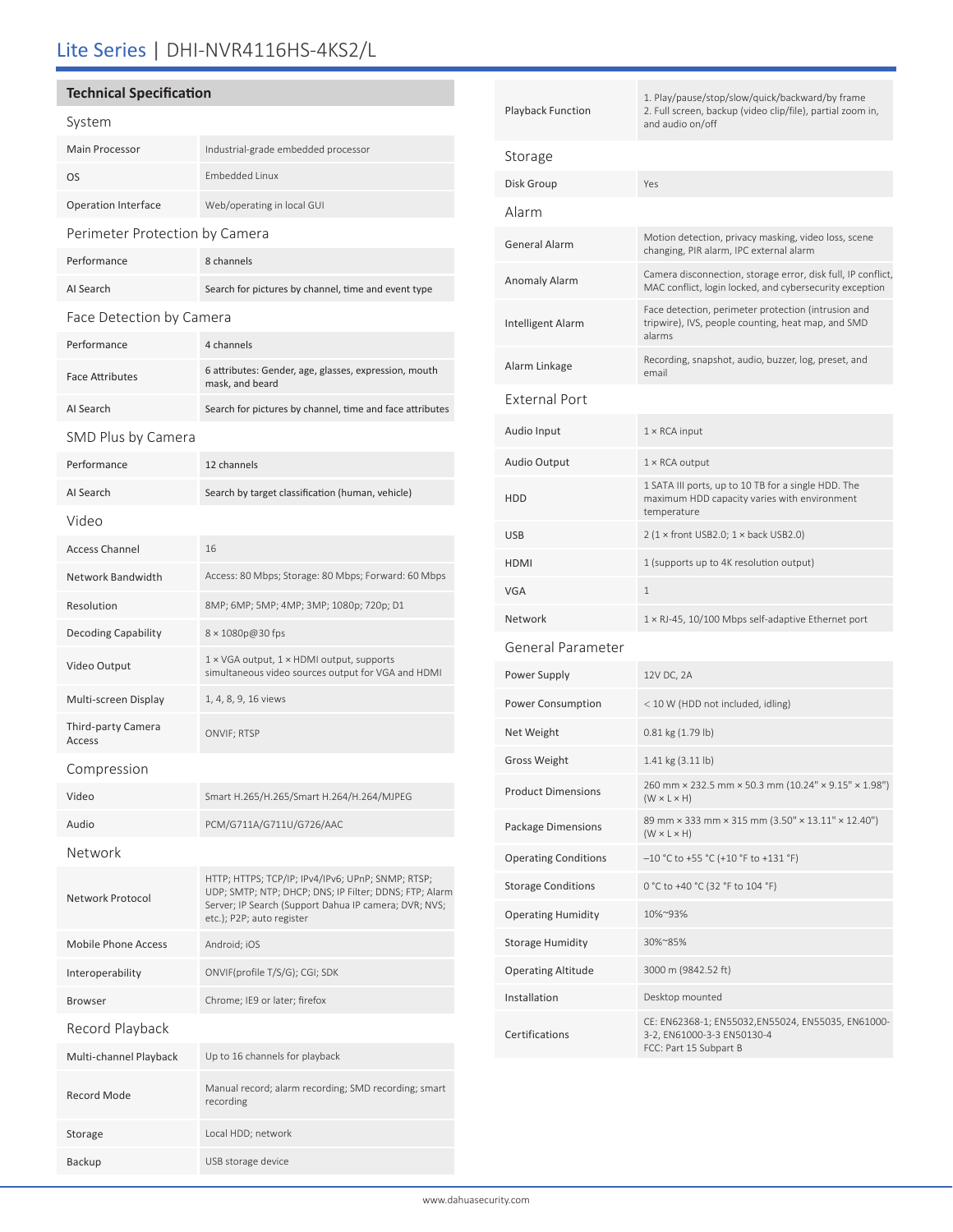# Lite Series | DHI-NVR4116HS-4KS2/L

## Technical Specification

### System

| | |
|---|---|
| Main Processor | Industrial-grade embedded processor |
| OS | Embedded Linux |
| Operation Interface | Web/operating in local GUI |

### Perimeter Protection by Camera

| | |
|---|---|
| Performance | 8 channels |
| AI Search | Search for pictures by channel, time and event type |

### Face Detection by Camera

| | |
|---|---|
| Performance | 4 channels |
| Face Attributes | 6 attributes: Gender, age, glasses, expression, mouth mask, and beard |
| AI Search | Search for pictures by channel, time and face attributes |

### SMD Plus by Camera

| | |
|---|---|
| Performance | 12 channels |
| AI Search | Search by target classification (human, vehicle) |

### Video

| | |
|---|---|
| Access Channel | 16 |
| Network Bandwidth | Access: 80 Mbps; Storage: 80 Mbps; Forward: 60 Mbps |
| Resolution | 8MP; 6MP; 5MP; 4MP; 3MP; 1080p; 720p; D1 |
| Decoding Capability | 8 × 1080p@30 fps |
| Video Output | 1 × VGA output, 1 × HDMI output, supports simultaneous video sources output for VGA and HDMI |
| Multi-screen Display | 1, 4, 8, 9, 16 views |
| Third-party Camera Access | ONVIF; RTSP |

### Compression

| | |
|---|---|
| Video | Smart H.265/H.265/Smart H.264/H.264/MJPEG |
| Audio | PCM/G711A/G711U/G726/AAC |

### Network

| | |
|---|---|
| Network Protocol | HTTP; HTTPS; TCP/IP; IPv4/IPv6; UPnP; SNMP; RTSP; UDP; SMTP; NTP; DHCP; DNS; IP Filter; DDNS; FTP; Alarm Server; IP Search (Support Dahua IP camera; DVR; NVS; etc.); P2P; auto register |
| Mobile Phone Access | Android; iOS |
| Interoperability | ONVIF(profile T/S/G); CGI; SDK |
| Browser | Chrome; IE9 or later; firefox |

### Record Playback

| | |
|---|---|
| Multi-channel Playback | Up to 16 channels for playback |
| Record Mode | Manual record; alarm recording; SMD recording; smart recording |
| Storage | Local HDD; network |
| Backup | USB storage device |
| Playback Function | 1. Play/pause/stop/slow/quick/backward/by frame<br>2. Full screen, backup (video clip/file), partial zoom in, and audio on/off |

### Storage

| | |
|---|---|
| Disk Group | Yes |

### Alarm

| | |
|---|---|
| General Alarm | Motion detection, privacy masking, video loss, scene changing, PIR alarm, IPC external alarm |
| Anomaly Alarm | Camera disconnection, storage error, disk full, IP conflict, MAC conflict, login locked, and cybersecurity exception |
| Intelligent Alarm | Face detection, perimeter protection (intrusion and tripwire), IVS, people counting, heat map, and SMD alarms |
| Alarm Linkage | Recording, snapshot, audio, buzzer, log, preset, and email |

### External Port

| | |
|---|---|
| Audio Input | 1 × RCA input |
| Audio Output | 1 × RCA output |
| HDD | 1 SATA III ports, up to 10 TB for a single HDD. The maximum HDD capacity varies with environment temperature |
| USB | 2 (1 × front USB2.0; 1 × back USB2.0) |
| HDMI | 1 (supports up to 4K resolution output) |
| VGA | 1 |
| Network | 1 × RJ-45, 10/100 Mbps self-adaptive Ethernet port |

### General Parameter

| | |
|---|---|
| Power Supply | 12V DC, 2A |
| Power Consumption | < 10 W (HDD not included, idling) |
| Net Weight | 0.81 kg (1.79 lb) |
| Gross Weight | 1.41 kg (3.11 lb) |
| Product Dimensions | 260 mm × 232.5 mm × 50.3 mm (10.24" × 9.15" × 1.98") (W × L × H) |
| Package Dimensions | 89 mm × 333 mm × 315 mm (3.50" × 13.11" × 12.40") (W × L × H) |
| Operating Conditions | –10 °C to +55 °C (+10 °F to +131 °F) |
| Storage Conditions | 0 °C to +40 °C (32 °F to 104 °F) |
| Operating Humidity | 10%~93% |
| Storage Humidity | 30%~85% |
| Operating Altitude | 3000 m (9842.52 ft) |
| Installation | Desktop mounted |
| Certifications | CE: EN62368-1; EN55032,EN55024, EN55035, EN61000-3-2, EN61000-3-3 EN50130-4<br>FCC: Part 15 Subpart B |

www.dahuasecurity.com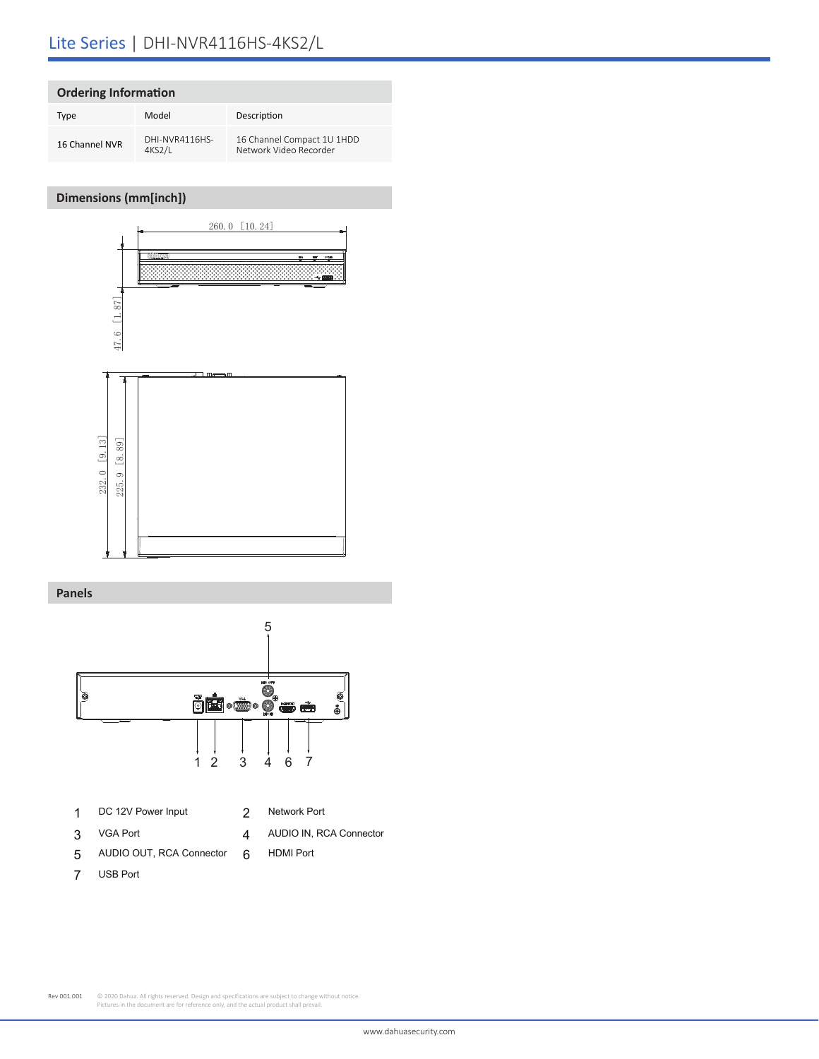## Ordering Information

| Type | Model | Description |
|---|---|---|
| 16 Channel NVR | DHI-NVR4116HS-4KS2/L | 16 Channel Compact 1U 1HDD Network Video Recorder |

## Dimensions (mm[inch])

260.0 [10.24]

47.6 [1.87]

232.0 [9.13]

225.9 [8.89]

## Panels

| | | | |
|---|---|---|---|
| 1 | DC 12V Power Input | 2 | Network Port |
| 3 | VGA Port | 4 | AUDIO IN, RCA Connector |
| 5 | AUDIO OUT, RCA Connector | 6 | HDMI Port |
| 7 | USB Port | | |

Rev 001.001

© 2020 Dahua. All rights reserved. Design and specifications are subject to change without notice.
Pictures in the document are for reference only, and the actual product shall prevail.

www.dahuasecurity.com